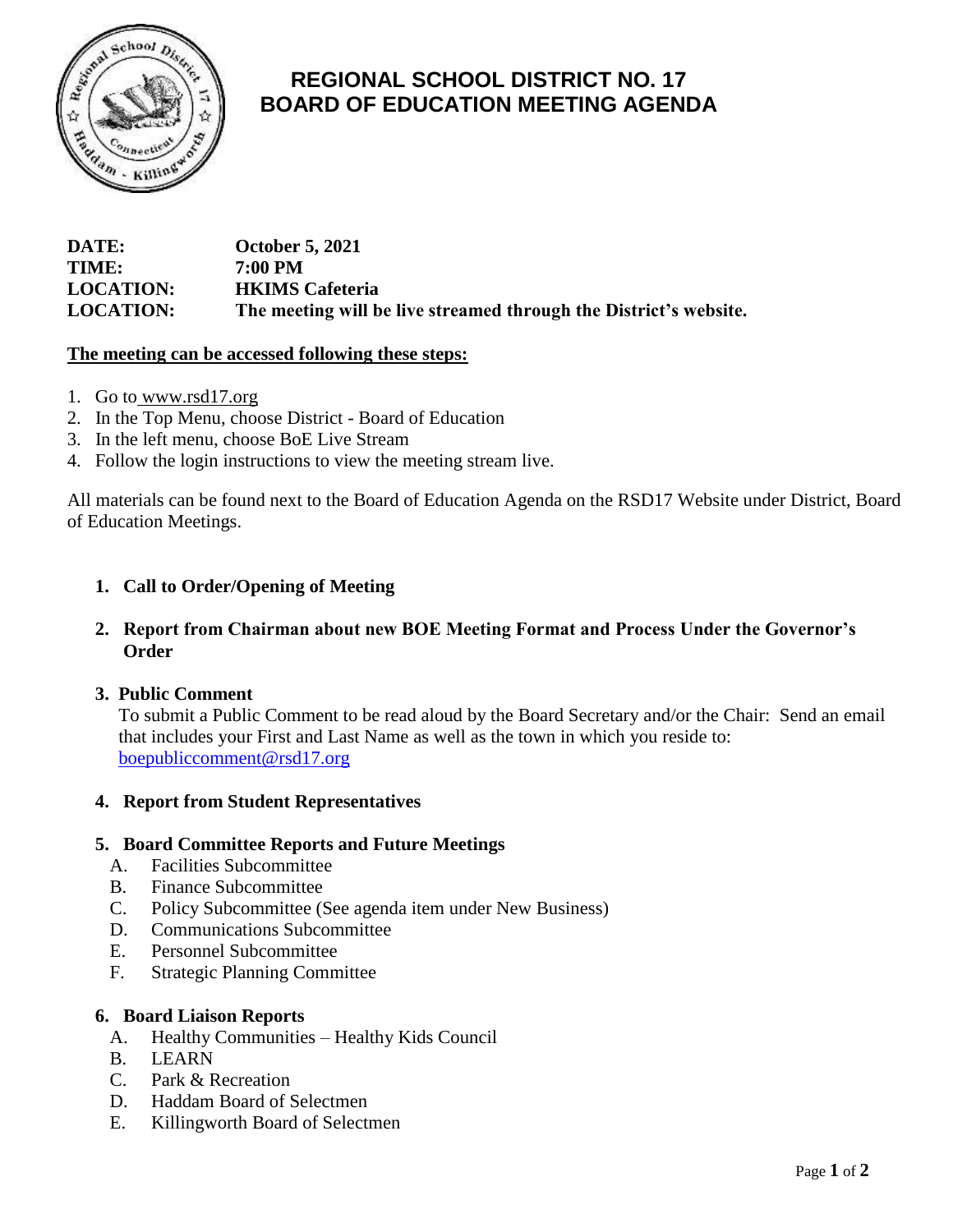# REGIONAL SCHOOL DISTRICT NO. 17
# BOARD OF EDUCATION MEETING AGENDA

**DATE:** October 5, 2021
**TIME:** 7:00 PM
**LOCATION:** HKIMS Cafeteria
**LOCATION:** The meeting will be live streamed through the District's website.

**The meeting can be accessed following these steps:**

1. Go to www.rsd17.org
2. In the Top Menu, choose District - Board of Education
3. In the left menu, choose BoE Live Stream
4. Follow the login instructions to view the meeting stream live.

All materials can be found next to the Board of Education Agenda on the RSD17 Website under District, Board of Education Meetings.

1. **Call to Order/Opening of Meeting**

2. **Report from Chairman about new BOE Meeting Format and Process Under the Governor's Order**

3. **Public Comment**
   To submit a Public Comment to be read aloud by the Board Secretary and/or the Chair: Send an email that includes your First and Last Name as well as the town in which you reside to: boepubliccomment@rsd17.org

4. **Report from Student Representatives**

5. **Board Committee Reports and Future Meetings**
   A. Facilities Subcommittee
   B. Finance Subcommittee
   C. Policy Subcommittee (See agenda item under New Business)
   D. Communications Subcommittee
   E. Personnel Subcommittee
   F. Strategic Planning Committee

6. **Board Liaison Reports**
   A. Healthy Communities – Healthy Kids Council
   B. LEARN
   C. Park & Recreation
   D. Haddam Board of Selectmen
   E. Killingworth Board of Selectmen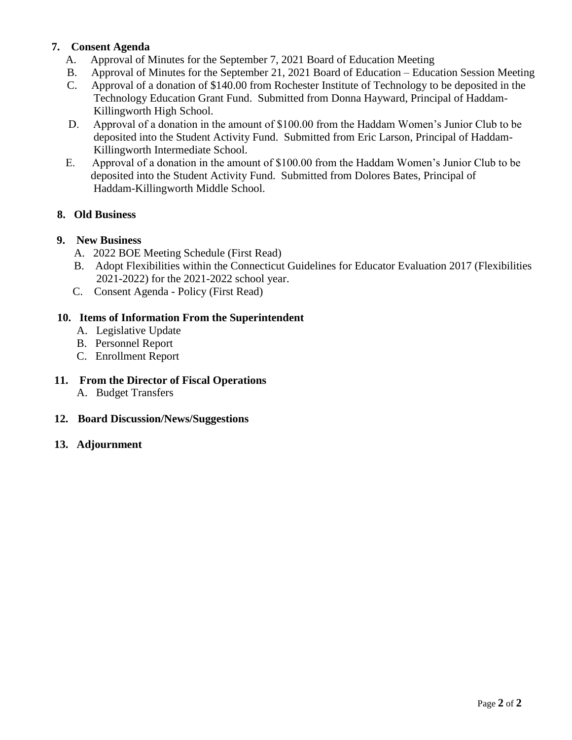**7. Consent Agenda**

A. Approval of Minutes for the September 7, 2021 Board of Education Meeting

B. Approval of Minutes for the September 21, 2021 Board of Education – Education Session Meeting

C. Approval of a donation of $140.00 from Rochester Institute of Technology to be deposited in the Technology Education Grant Fund. Submitted from Donna Hayward, Principal of Haddam-Killingworth High School.

D. Approval of a donation in the amount of $100.00 from the Haddam Women's Junior Club to be deposited into the Student Activity Fund. Submitted from Eric Larson, Principal of Haddam-Killingworth Intermediate School.

E. Approval of a donation in the amount of $100.00 from the Haddam Women's Junior Club to be deposited into the Student Activity Fund. Submitted from Dolores Bates, Principal of Haddam-Killingworth Middle School.

**8. Old Business**

**9. New Business**

A. 2022 BOE Meeting Schedule (First Read)

B. Adopt Flexibilities within the Connecticut Guidelines for Educator Evaluation 2017 (Flexibilities 2021-2022) for the 2021-2022 school year.

C. Consent Agenda - Policy (First Read)

**10. Items of Information From the Superintendent**

A. Legislative Update

B. Personnel Report

C. Enrollment Report

**11. From the Director of Fiscal Operations**

A. Budget Transfers

**12. Board Discussion/News/Suggestions**

**13. Adjournment**